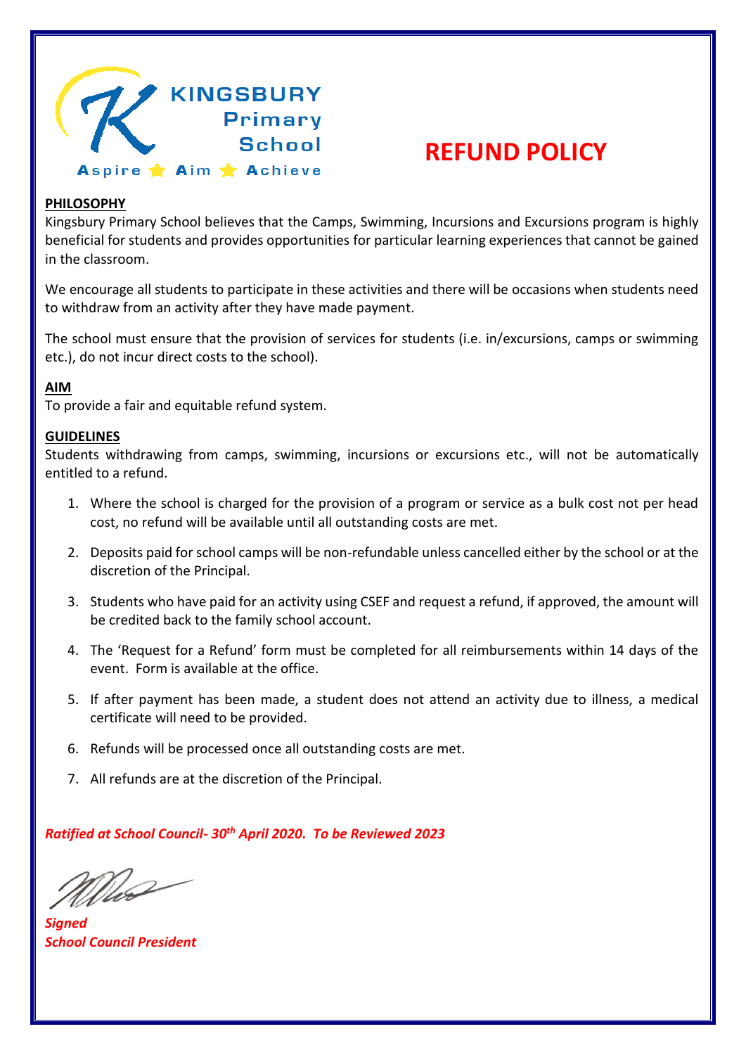KINGSBURY Primary School

Aspire ★ Aim ★ Achieve

# REFUND POLICY

**PHILOSOPHY**

Kingsbury Primary School believes that the Camps, Swimming, Incursions and Excursions program is highly beneficial for students and provides opportunities for particular learning experiences that cannot be gained in the classroom.

We encourage all students to participate in these activities and there will be occasions when students need to withdraw from an activity after they have made payment.

The school must ensure that the provision of services for students (i.e. in/excursions, camps or swimming etc.), do not incur direct costs to the school).

**AIM**

To provide a fair and equitable refund system.

**GUIDELINES**

Students withdrawing from camps, swimming, incursions or excursions etc., will not be automatically entitled to a refund.

1. Where the school is charged for the provision of a program or service as a bulk cost not per head cost, no refund will be available until all outstanding costs are met.
2. Deposits paid for school camps will be non-refundable unless cancelled either by the school or at the discretion of the Principal.
3. Students who have paid for an activity using CSEF and request a refund, if approved, the amount will be credited back to the family school account.
4. The 'Request for a Refund' form must be completed for all reimbursements within 14 days of the event. Form is available at the office.
5. If after payment has been made, a student does not attend an activity due to illness, a medical certificate will need to be provided.
6. Refunds will be processed once all outstanding costs are met.
7. All refunds are at the discretion of the Principal.

***Ratified at School Council- 30th April 2020. To be Reviewed 2023***

***Signed***
***School Council President***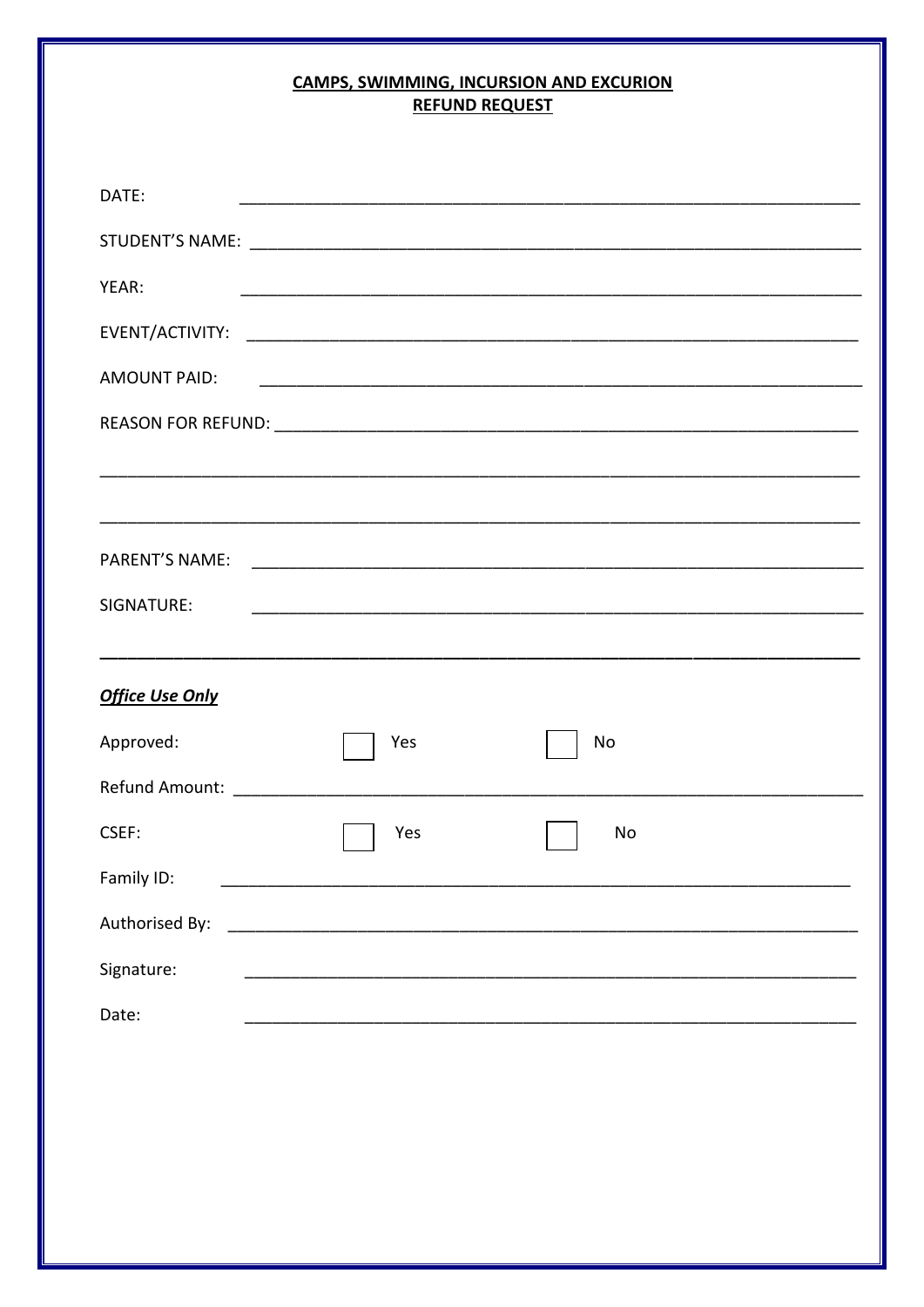**CAMPS, SWIMMING, INCURSION AND EXCURION**
**REFUND REQUEST**

DATE: ____________________________________________________________

STUDENT'S NAME: ____________________________________________________________

YEAR: ____________________________________________________________

EVENT/ACTIVITY: ____________________________________________________________

AMOUNT PAID: ____________________________________________________________

REASON FOR REFUND: ____________________________________________________________

____________________________________________________________________________

____________________________________________________________________________

PARENT'S NAME: ____________________________________________________________

SIGNATURE: ____________________________________________________________

---

***Office Use Only***

Approved: ☐ Yes ☐ No

Refund Amount: ____________________________________________________________

CSEF: ☐ Yes ☐ No

Family ID: ____________________________________________________________

Authorised By: ____________________________________________________________

Signature: ____________________________________________________________

Date: ____________________________________________________________